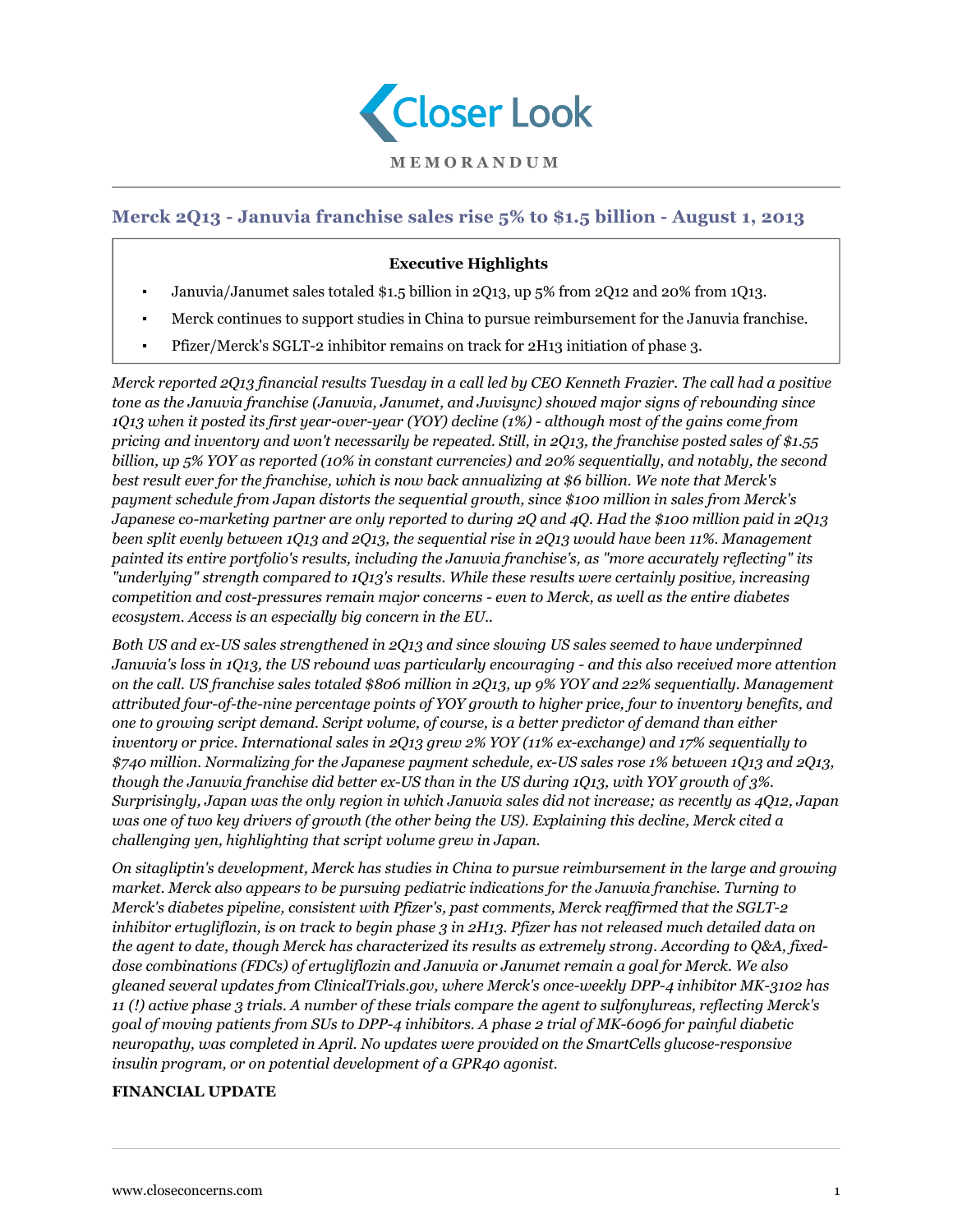**MEMORANDUM**

## Merck 2Q13 - Januvia franchise sales rise 5% to $1.5 billion - August 1, 2013

**Executive Highlights**

- Januvia/Janumet sales totaled $1.5 billion in 2Q13, up 5% from 2Q12 and 20% from 1Q13.
- Merck continues to support studies in China to pursue reimbursement for the Januvia franchise.
- Pfizer/Merck's SGLT-2 inhibitor remains on track for 2H13 initiation of phase 3.

*Merck reported 2Q13 financial results Tuesday in a call led by CEO Kenneth Frazier. The call had a positive tone as the Januvia franchise (Januvia, Janumet, and Juvisync) showed major signs of rebounding since 1Q13 when it posted its first year-over-year (YOY) decline (1%) - although most of the gains come from pricing and inventory and won't necessarily be repeated. Still, in 2Q13, the franchise posted sales of $1.55 billion, up 5% YOY as reported (10% in constant currencies) and 20% sequentially, and notably, the second best result ever for the franchise, which is now back annualizing at $6 billion. We note that Merck's payment schedule from Japan distorts the sequential growth, since $100 million in sales from Merck's Japanese co-marketing partner are only reported to during 2Q and 4Q. Had the $100 million paid in 2Q13 been split evenly between 1Q13 and 2Q13, the sequential rise in 2Q13 would have been 11%. Management painted its entire portfolio's results, including the Januvia franchise's, as "more accurately reflecting" its "underlying" strength compared to 1Q13's results. While these results were certainly positive, increasing competition and cost-pressures remain major concerns - even to Merck, as well as the entire diabetes ecosystem. Access is an especially big concern in the EU..*

*Both US and ex-US sales strengthened in 2Q13 and since slowing US sales seemed to have underpinned Januvia's loss in 1Q13, the US rebound was particularly encouraging - and this also received more attention on the call. US franchise sales totaled $806 million in 2Q13, up 9% YOY and 22% sequentially. Management attributed four-of-the-nine percentage points of YOY growth to higher price, four to inventory benefits, and one to growing script demand. Script volume, of course, is a better predictor of demand than either inventory or price. International sales in 2Q13 grew 2% YOY (11% ex-exchange) and 17% sequentially to $740 million. Normalizing for the Japanese payment schedule, ex-US sales rose 1% between 1Q13 and 2Q13, though the Januvia franchise did better ex-US than in the US during 1Q13, with YOY growth of 3%. Surprisingly, Japan was the only region in which Januvia sales did not increase; as recently as 4Q12, Japan was one of two key drivers of growth (the other being the US). Explaining this decline, Merck cited a challenging yen, highlighting that script volume grew in Japan.*

*On sitagliptin's development, Merck has studies in China to pursue reimbursement in the large and growing market. Merck also appears to be pursuing pediatric indications for the Januvia franchise. Turning to Merck's diabetes pipeline, consistent with Pfizer's, past comments, Merck reaffirmed that the SGLT-2 inhibitor ertugliflozin, is on track to begin phase 3 in 2H13. Pfizer has not released much detailed data on the agent to date, though Merck has characterized its results as extremely strong. According to Q&A, fixed-dose combinations (FDCs) of ertugliflozin and Januvia or Janumet remain a goal for Merck. We also gleaned several updates from ClinicalTrials.gov, where Merck's once-weekly DPP-4 inhibitor MK-3102 has 11 (!) active phase 3 trials. A number of these trials compare the agent to sulfonylureas, reflecting Merck's goal of moving patients from SUs to DPP-4 inhibitors. A phase 2 trial of MK-6096 for painful diabetic neuropathy, was completed in April. No updates were provided on the SmartCells glucose-responsive insulin program, or on potential development of a GPR40 agonist.*

**FINANCIAL UPDATE**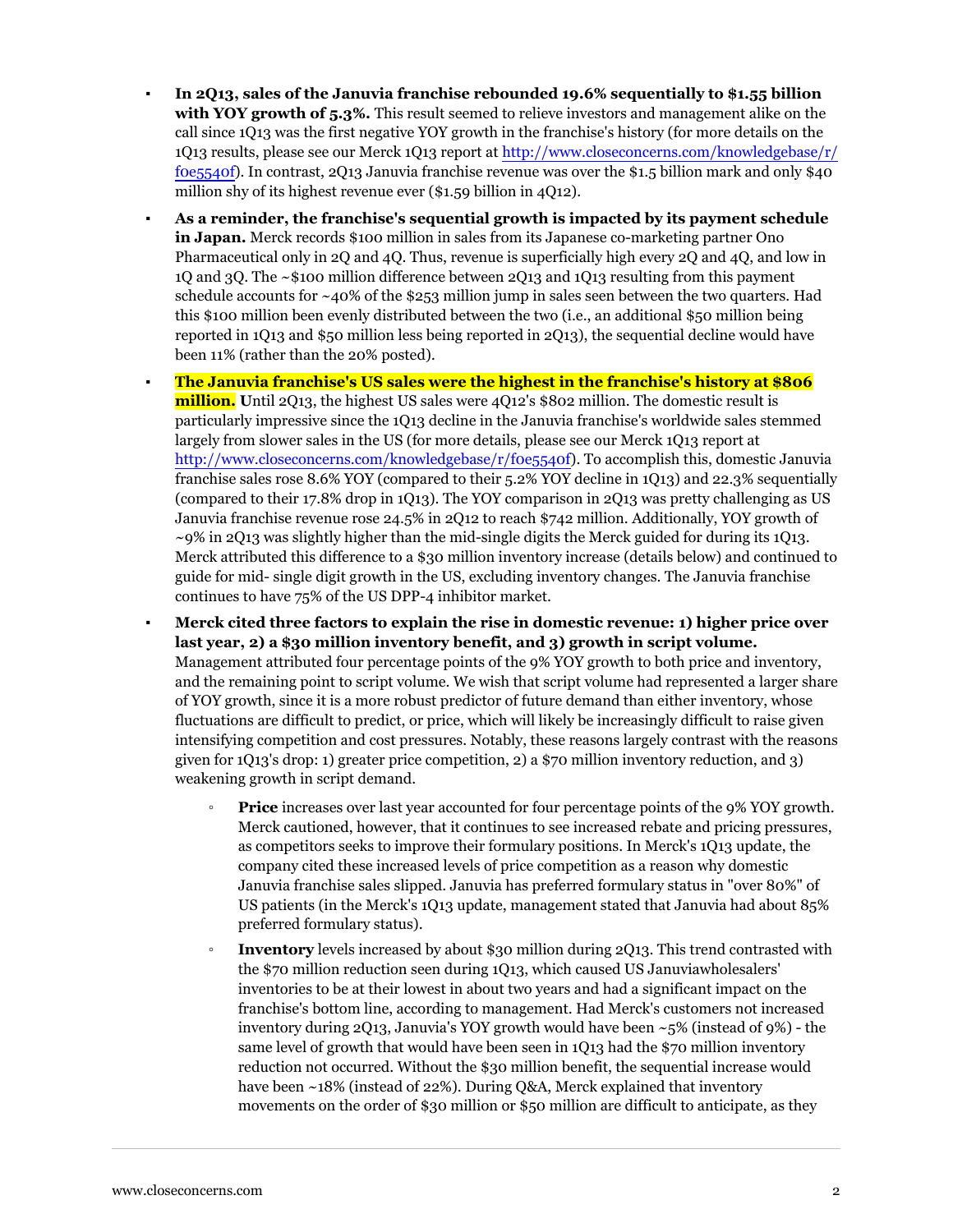- **In 2Q13, sales of the Januvia franchise rebounded 19.6% sequentially to $1.55 billion with YOY growth of 5.3%.** This result seemed to relieve investors and management alike on the call since 1Q13 was the first negative YOY growth in the franchise's history (for more details on the 1Q13 results, please see our Merck 1Q13 report at http://www.closeconcerns.com/knowledgebase/r/f0e5540f). In contrast, 2Q13 Januvia franchise revenue was over the $1.5 billion mark and only $40 million shy of its highest revenue ever ($1.59 billion in 4Q12).
- **As a reminder, the franchise's sequential growth is impacted by its payment schedule in Japan.** Merck records $100 million in sales from its Japanese co-marketing partner Ono Pharmaceutical only in 2Q and 4Q. Thus, revenue is superficially high every 2Q and 4Q, and low in 1Q and 3Q. The ~$100 million difference between 2Q13 and 1Q13 resulting from this payment schedule accounts for ~40% of the $253 million jump in sales seen between the two quarters. Had this $100 million been evenly distributed between the two (i.e., an additional $50 million being reported in 1Q13 and $50 million less being reported in 2Q13), the sequential decline would have been 11% (rather than the 20% posted).
- **The Januvia franchise's US sales were the highest in the franchise's history at $806 million.** Until 2Q13, the highest US sales were 4Q12's $802 million. The domestic result is particularly impressive since the 1Q13 decline in the Januvia franchise's worldwide sales stemmed largely from slower sales in the US (for more details, please see our Merck 1Q13 report at http://www.closeconcerns.com/knowledgebase/r/f0e5540f). To accomplish this, domestic Januvia franchise sales rose 8.6% YOY (compared to their 5.2% YOY decline in 1Q13) and 22.3% sequentially (compared to their 17.8% drop in 1Q13). The YOY comparison in 2Q13 was pretty challenging as US Januvia franchise revenue rose 24.5% in 2Q12 to reach $742 million. Additionally, YOY growth of ~9% in 2Q13 was slightly higher than the mid-single digits the Merck guided for during its 1Q13. Merck attributed this difference to a $30 million inventory increase (details below) and continued to guide for mid- single digit growth in the US, excluding inventory changes. The Januvia franchise continues to have 75% of the US DPP-4 inhibitor market.
- **Merck cited three factors to explain the rise in domestic revenue: 1) higher price over last year, 2) a $30 million inventory benefit, and 3) growth in script volume.** Management attributed four percentage points of the 9% YOY growth to both price and inventory, and the remaining point to script volume. We wish that script volume had represented a larger share of YOY growth, since it is a more robust predictor of future demand than either inventory, whose fluctuations are difficult to predict, or price, which will likely be increasingly difficult to raise given intensifying competition and cost pressures. Notably, these reasons largely contrast with the reasons given for 1Q13's drop: 1) greater price competition, 2) a $70 million inventory reduction, and 3) weakening growth in script demand.
  - **Price** increases over last year accounted for four percentage points of the 9% YOY growth. Merck cautioned, however, that it continues to see increased rebate and pricing pressures, as competitors seeks to improve their formulary positions. In Merck's 1Q13 update, the company cited these increased levels of price competition as a reason why domestic Januvia franchise sales slipped. Januvia has preferred formulary status in "over 80%" of US patients (in the Merck's 1Q13 update, management stated that Januvia had about 85% preferred formulary status).
  - **Inventory** levels increased by about $30 million during 2Q13. This trend contrasted with the $70 million reduction seen during 1Q13, which caused US Januviawholesalers' inventories to be at their lowest in about two years and had a significant impact on the franchise's bottom line, according to management. Had Merck's customers not increased inventory during 2Q13, Januvia's YOY growth would have been ~5% (instead of 9%) - the same level of growth that would have been seen in 1Q13 had the $70 million inventory reduction not occurred. Without the $30 million benefit, the sequential increase would have been ~18% (instead of 22%). During Q&A, Merck explained that inventory movements on the order of $30 million or $50 million are difficult to anticipate, as they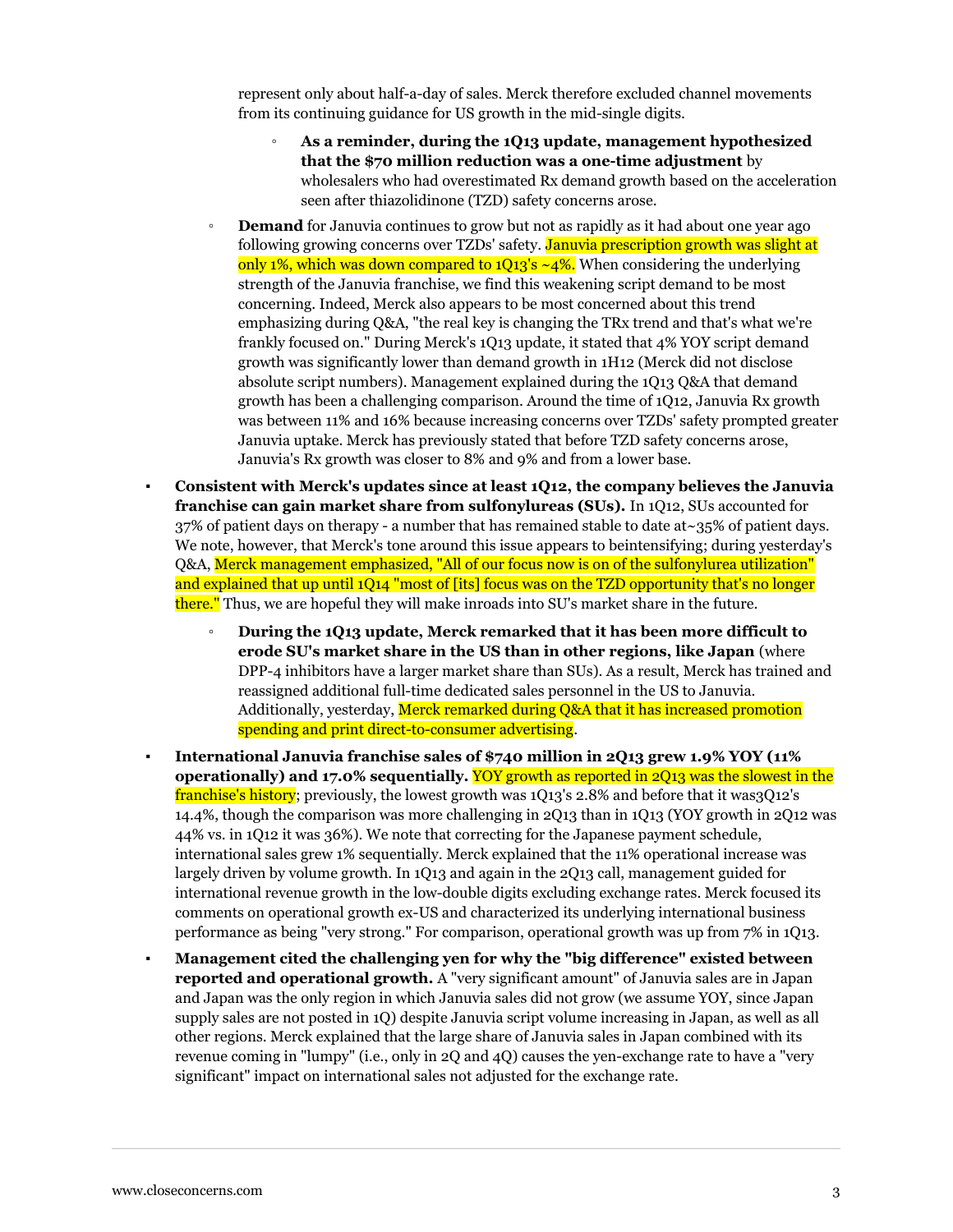represent only about half-a-day of sales. Merck therefore excluded channel movements from its continuing guidance for US growth in the mid-single digits.

    - **As a reminder, during the 1Q13 update, management hypothesized that the $70 million reduction was a one-time adjustment** by wholesalers who had overestimated Rx demand growth based on the acceleration seen after thiazolidinone (TZD) safety concerns arose.

  - **Demand** for Januvia continues to grow but not as rapidly as it had about one year ago following growing concerns over TZDs' safety. Januvia prescription growth was slight at only 1%, which was down compared to 1Q13's ~4%. When considering the underlying strength of the Januvia franchise, we find this weakening script demand to be most concerning. Indeed, Merck also appears to be most concerned about this trend emphasizing during Q&A, "the real key is changing the TRx trend and that's what we're frankly focused on." During Merck's 1Q13 update, it stated that 4% YOY script demand growth was significantly lower than demand growth in 1H12 (Merck did not disclose absolute script numbers). Management explained during the 1Q13 Q&A that demand growth has been a challenging comparison. Around the time of 1Q12, Januvia Rx growth was between 11% and 16% because increasing concerns over TZDs' safety prompted greater Januvia uptake. Merck has previously stated that before TZD safety concerns arose, Januvia's Rx growth was closer to 8% and 9% and from a lower base.

- **Consistent with Merck's updates since at least 1Q12, the company believes the Januvia franchise can gain market share from sulfonylureas (SUs).** In 1Q12, SUs accounted for 37% of patient days on therapy - a number that has remained stable to date at~35% of patient days. We note, however, that Merck's tone around this issue appears to beintensifying; during yesterday's Q&A, Merck management emphasized, "All of our focus now is on of the sulfonylurea utilization" and explained that up until 1Q14 "most of [its] focus was on the TZD opportunity that's no longer there." Thus, we are hopeful they will make inroads into SU's market share in the future.

  - **During the 1Q13 update, Merck remarked that it has been more difficult to erode SU's market share in the US than in other regions, like Japan** (where DPP-4 inhibitors have a larger market share than SUs). As a result, Merck has trained and reassigned additional full-time dedicated sales personnel in the US to Januvia. Additionally, yesterday, Merck remarked during Q&A that it has increased promotion spending and print direct-to-consumer advertising.

- **International Januvia franchise sales of $740 million in 2Q13 grew 1.9% YOY (11% operationally) and 17.0% sequentially.** YOY growth as reported in 2Q13 was the slowest in the franchise's history; previously, the lowest growth was 1Q13's 2.8% and before that it was3Q12's 14.4%, though the comparison was more challenging in 2Q13 than in 1Q13 (YOY growth in 2Q12 was 44% vs. in 1Q12 it was 36%). We note that correcting for the Japanese payment schedule, international sales grew 1% sequentially. Merck explained that the 11% operational increase was largely driven by volume growth. In 1Q13 and again in the 2Q13 call, management guided for international revenue growth in the low-double digits excluding exchange rates. Merck focused its comments on operational growth ex-US and characterized its underlying international business performance as being "very strong." For comparison, operational growth was up from 7% in 1Q13.

- **Management cited the challenging yen for why the "big difference" existed between reported and operational growth.** A "very significant amount" of Januvia sales are in Japan and Japan was the only region in which Januvia sales did not grow (we assume YOY, since Japan supply sales are not posted in 1Q) despite Januvia script volume increasing in Japan, as well as all other regions. Merck explained that the large share of Januvia sales in Japan combined with its revenue coming in "lumpy" (i.e., only in 2Q and 4Q) causes the yen-exchange rate to have a "very significant" impact on international sales not adjusted for the exchange rate.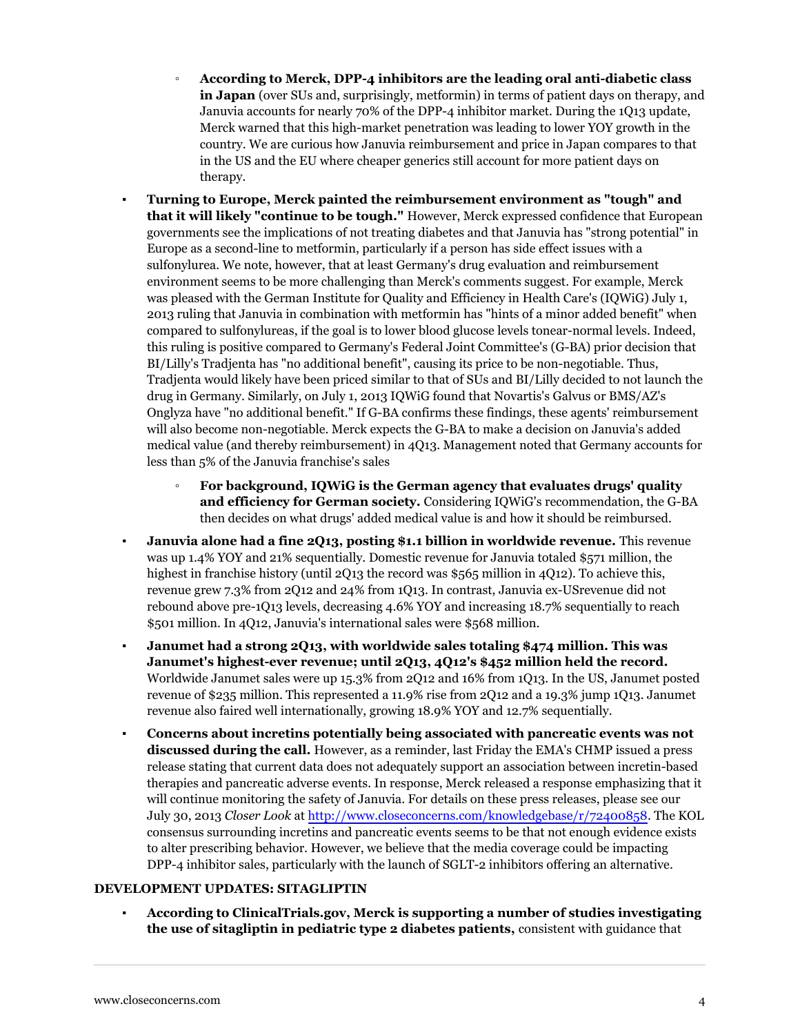- **According to Merck, DPP-4 inhibitors are the leading oral anti-diabetic class in Japan** (over SUs and, surprisingly, metformin) in terms of patient days on therapy, and Januvia accounts for nearly 70% of the DPP-4 inhibitor market. During the 1Q13 update, Merck warned that this high-market penetration was leading to lower YOY growth in the country. We are curious how Januvia reimbursement and price in Japan compares to that in the US and the EU where cheaper generics still account for more patient days on therapy.

- **Turning to Europe, Merck painted the reimbursement environment as "tough" and that it will likely "continue to be tough."** However, Merck expressed confidence that European governments see the implications of not treating diabetes and that Januvia has "strong potential" in Europe as a second-line to metformin, particularly if a person has side effect issues with a sulfonylurea. We note, however, that at least Germany's drug evaluation and reimbursement environment seems to be more challenging than Merck's comments suggest. For example, Merck was pleased with the German Institute for Quality and Efficiency in Health Care's (IQWiG) July 1, 2013 ruling that Januvia in combination with metformin has "hints of a minor added benefit" when compared to sulfonylureas, if the goal is to lower blood glucose levels tonear-normal levels. Indeed, this ruling is positive compared to Germany's Federal Joint Committee's (G-BA) prior decision that BI/Lilly's Tradjenta has "no additional benefit", causing its price to be non-negotiable. Thus, Tradjenta would likely have been priced similar to that of SUs and BI/Lilly decided to not launch the drug in Germany. Similarly, on July 1, 2013 IQWiG found that Novartis's Galvus or BMS/AZ's Onglyza have "no additional benefit." If G-BA confirms these findings, these agents' reimbursement will also become non-negotiable. Merck expects the G-BA to make a decision on Januvia's added medical value (and thereby reimbursement) in 4Q13. Management noted that Germany accounts for less than 5% of the Januvia franchise's sales
  - **For background, IQWiG is the German agency that evaluates drugs' quality and efficiency for German society.** Considering IQWiG's recommendation, the G-BA then decides on what drugs' added medical value is and how it should be reimbursed.

- **Januvia alone had a fine 2Q13, posting $1.1 billion in worldwide revenue.** This revenue was up 1.4% YOY and 21% sequentially. Domestic revenue for Januvia totaled $571 million, the highest in franchise history (until 2Q13 the record was $565 million in 4Q12). To achieve this, revenue grew 7.3% from 2Q12 and 24% from 1Q13. In contrast, Januvia ex-USrevenue did not rebound above pre-1Q13 levels, decreasing 4.6% YOY and increasing 18.7% sequentially to reach $501 million. In 4Q12, Januvia's international sales were $568 million.

- **Janumet had a strong 2Q13, with worldwide sales totaling $474 million. This was Janumet's highest-ever revenue; until 2Q13, 4Q12's $452 million held the record.** Worldwide Janumet sales were up 15.3% from 2Q12 and 16% from 1Q13. In the US, Janumet posted revenue of $235 million. This represented a 11.9% rise from 2Q12 and a 19.3% jump 1Q13. Janumet revenue also faired well internationally, growing 18.9% YOY and 12.7% sequentially.

- **Concerns about incretins potentially being associated with pancreatic events was not discussed during the call.** However, as a reminder, last Friday the EMA's CHMP issued a press release stating that current data does not adequately support an association between incretin-based therapies and pancreatic adverse events. In response, Merck released a response emphasizing that it will continue monitoring the safety of Januvia. For details on these press releases, please see our July 30, 2013 *Closer Look* at http://www.closeconcerns.com/knowledgebase/r/72400858. The KOL consensus surrounding incretins and pancreatic events seems to be that not enough evidence exists to alter prescribing behavior. However, we believe that the media coverage could be impacting DPP-4 inhibitor sales, particularly with the launch of SGLT-2 inhibitors offering an alternative.

**DEVELOPMENT UPDATES: SITAGLIPTIN**

- **According to ClinicalTrials.gov, Merck is supporting a number of studies investigating the use of sitagliptin in pediatric type 2 diabetes patients,** consistent with guidance that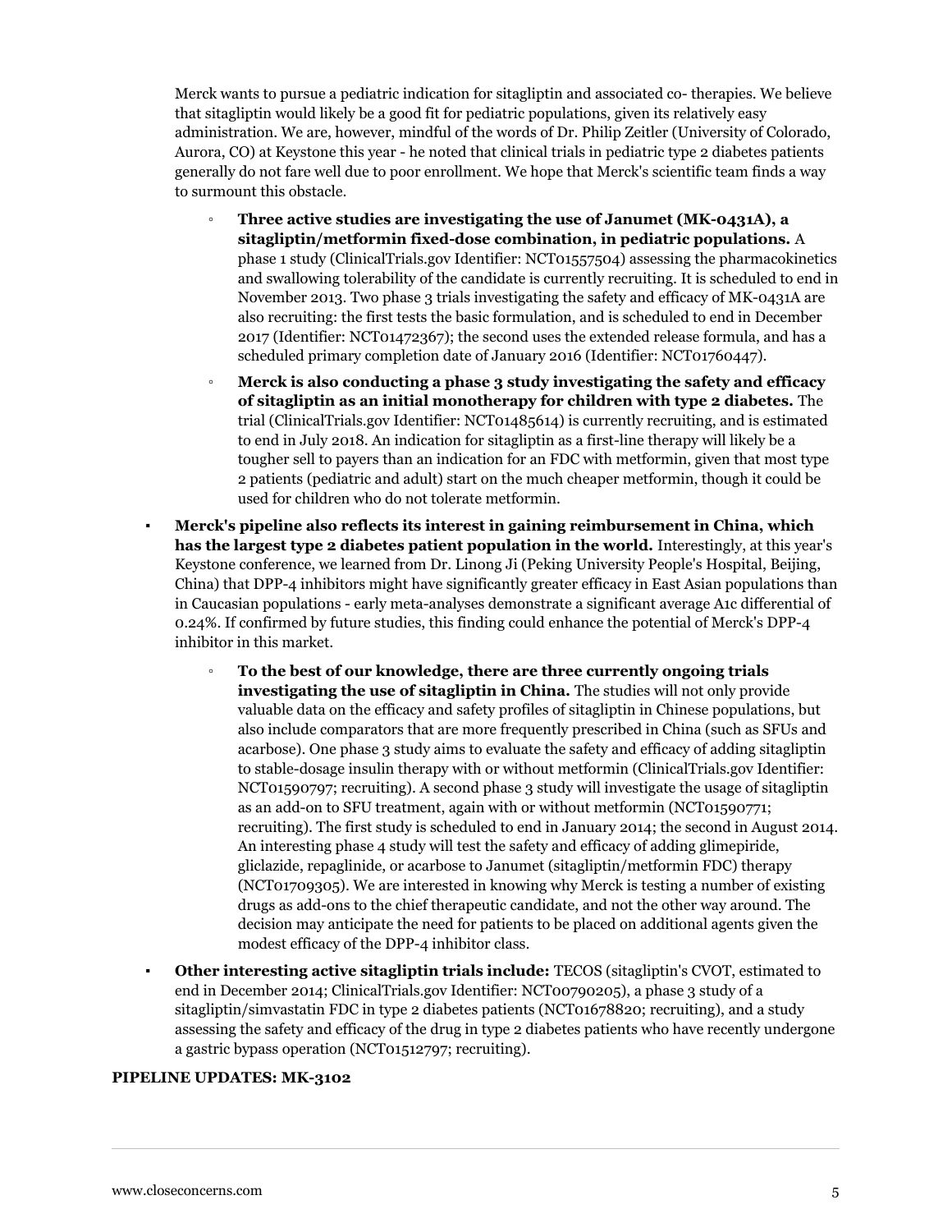Merck wants to pursue a pediatric indication for sitagliptin and associated co- therapies. We believe that sitagliptin would likely be a good fit for pediatric populations, given its relatively easy administration. We are, however, mindful of the words of Dr. Philip Zeitler (University of Colorado, Aurora, CO) at Keystone this year - he noted that clinical trials in pediatric type 2 diabetes patients generally do not fare well due to poor enrollment. We hope that Merck's scientific team finds a way to surmount this obstacle.

  - **Three active studies are investigating the use of Janumet (MK-0431A), a sitagliptin/metformin fixed-dose combination, in pediatric populations.** A phase 1 study (ClinicalTrials.gov Identifier: NCT01557504) assessing the pharmacokinetics and swallowing tolerability of the candidate is currently recruiting. It is scheduled to end in November 2013. Two phase 3 trials investigating the safety and efficacy of MK-0431A are also recruiting: the first tests the basic formulation, and is scheduled to end in December 2017 (Identifier: NCT01472367); the second uses the extended release formula, and has a scheduled primary completion date of January 2016 (Identifier: NCT01760447).
  - **Merck is also conducting a phase 3 study investigating the safety and efficacy of sitagliptin as an initial monotherapy for children with type 2 diabetes.** The trial (ClinicalTrials.gov Identifier: NCT01485614) is currently recruiting, and is estimated to end in July 2018. An indication for sitagliptin as a first-line therapy will likely be a tougher sell to payers than an indication for an FDC with metformin, given that most type 2 patients (pediatric and adult) start on the much cheaper metformin, though it could be used for children who do not tolerate metformin.

- **Merck's pipeline also reflects its interest in gaining reimbursement in China, which has the largest type 2 diabetes patient population in the world.** Interestingly, at this year's Keystone conference, we learned from Dr. Linong Ji (Peking University People's Hospital, Beijing, China) that DPP-4 inhibitors might have significantly greater efficacy in East Asian populations than in Caucasian populations - early meta-analyses demonstrate a significant average A1c differential of 0.24%. If confirmed by future studies, this finding could enhance the potential of Merck's DPP-4 inhibitor in this market.
  - **To the best of our knowledge, there are three currently ongoing trials investigating the use of sitagliptin in China.** The studies will not only provide valuable data on the efficacy and safety profiles of sitagliptin in Chinese populations, but also include comparators that are more frequently prescribed in China (such as SFUs and acarbose). One phase 3 study aims to evaluate the safety and efficacy of adding sitagliptin to stable-dosage insulin therapy with or without metformin (ClinicalTrials.gov Identifier: NCT01590797; recruiting). A second phase 3 study will investigate the usage of sitagliptin as an add-on to SFU treatment, again with or without metformin (NCT01590771; recruiting). The first study is scheduled to end in January 2014; the second in August 2014. An interesting phase 4 study will test the safety and efficacy of adding glimepiride, gliclazide, repaglinide, or acarbose to Janumet (sitagliptin/metformin FDC) therapy (NCT01709305). We are interested in knowing why Merck is testing a number of existing drugs as add-ons to the chief therapeutic candidate, and not the other way around. The decision may anticipate the need for patients to be placed on additional agents given the modest efficacy of the DPP-4 inhibitor class.
- **Other interesting active sitagliptin trials include:** TECOS (sitagliptin's CVOT, estimated to end in December 2014; ClinicalTrials.gov Identifier: NCT00790205), a phase 3 study of a sitagliptin/simvastatin FDC in type 2 diabetes patients (NCT01678820; recruiting), and a study assessing the safety and efficacy of the drug in type 2 diabetes patients who have recently undergone a gastric bypass operation (NCT01512797; recruiting).

**PIPELINE UPDATES: MK-3102**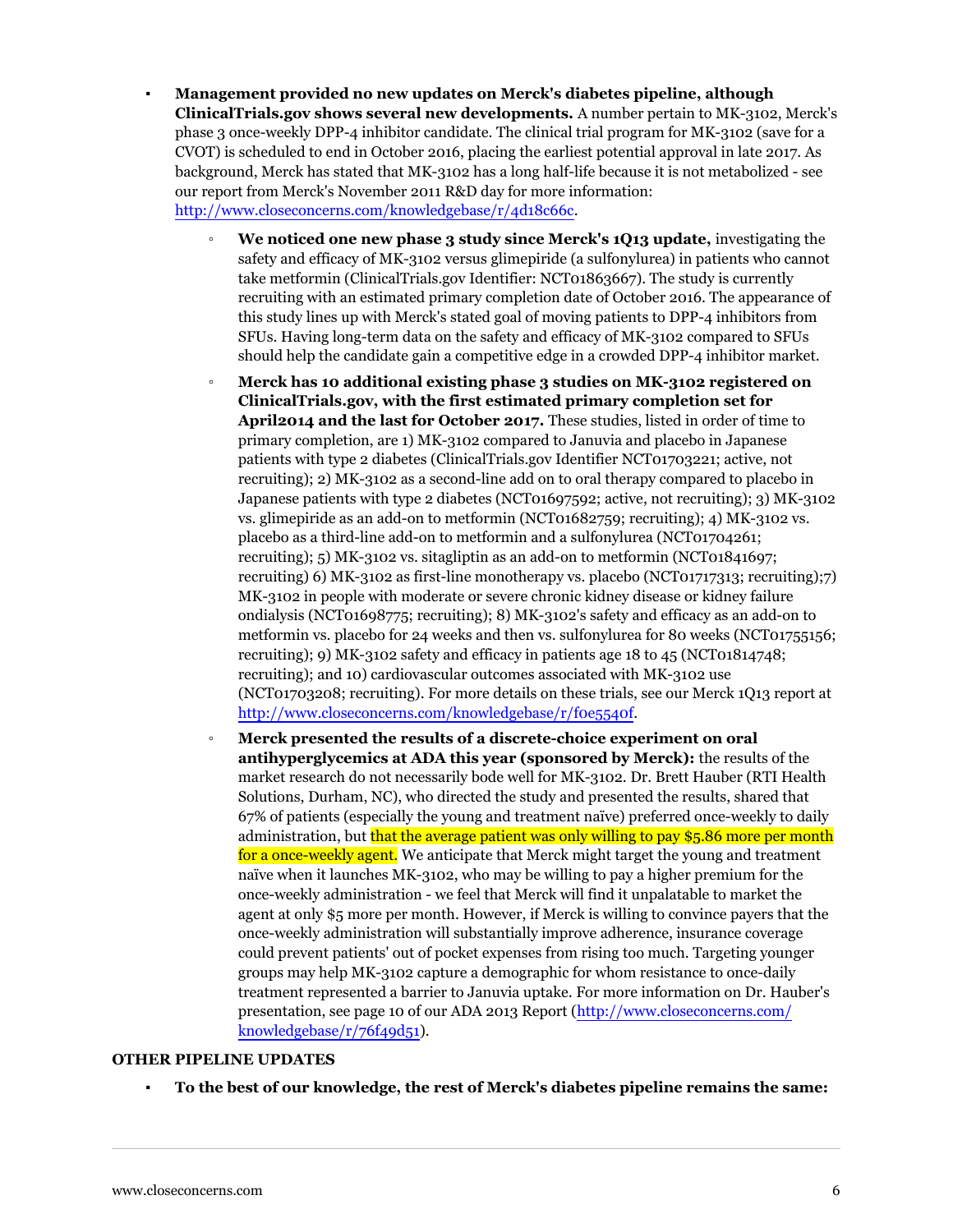- **Management provided no new updates on Merck's diabetes pipeline, although ClinicalTrials.gov shows several new developments.** A number pertain to MK-3102, Merck's phase 3 once-weekly DPP-4 inhibitor candidate. The clinical trial program for MK-3102 (save for a CVOT) is scheduled to end in October 2016, placing the earliest potential approval in late 2017. As background, Merck has stated that MK-3102 has a long half-life because it is not metabolized - see our report from Merck's November 2011 R&D day for more information: http://www.closeconcerns.com/knowledgebase/r/4d18c66c.
  - **We noticed one new phase 3 study since Merck's 1Q13 update,** investigating the safety and efficacy of MK-3102 versus glimepiride (a sulfonylurea) in patients who cannot take metformin (ClinicalTrials.gov Identifier: NCT01863667). The study is currently recruiting with an estimated primary completion date of October 2016. The appearance of this study lines up with Merck's stated goal of moving patients to DPP-4 inhibitors from SFUs. Having long-term data on the safety and efficacy of MK-3102 compared to SFUs should help the candidate gain a competitive edge in a crowded DPP-4 inhibitor market.
  - **Merck has 10 additional existing phase 3 studies on MK-3102 registered on ClinicalTrials.gov, with the first estimated primary completion set for April2014 and the last for October 2017.** These studies, listed in order of time to primary completion, are 1) MK-3102 compared to Januvia and placebo in Japanese patients with type 2 diabetes (ClinicalTrials.gov Identifier NCT01703221; active, not recruiting); 2) MK-3102 as a second-line add on to oral therapy compared to placebo in Japanese patients with type 2 diabetes (NCT01697592; active, not recruiting); 3) MK-3102 vs. glimepiride as an add-on to metformin (NCT01682759; recruiting); 4) MK-3102 vs. placebo as a third-line add-on to metformin and a sulfonylurea (NCT01704261; recruiting); 5) MK-3102 vs. sitagliptin as an add-on to metformin (NCT01841697; recruiting) 6) MK-3102 as first-line monotherapy vs. placebo (NCT01717313; recruiting);7) MK-3102 in people with moderate or severe chronic kidney disease or kidney failure ondialysis (NCT01698775; recruiting); 8) MK-3102's safety and efficacy as an add-on to metformin vs. placebo for 24 weeks and then vs. sulfonylurea for 80 weeks (NCT01755156; recruiting); 9) MK-3102 safety and efficacy in patients age 18 to 45 (NCT01814748; recruiting); and 10) cardiovascular outcomes associated with MK-3102 use (NCT01703208; recruiting). For more details on these trials, see our Merck 1Q13 report at http://www.closeconcerns.com/knowledgebase/r/f0e5540f.
  - **Merck presented the results of a discrete-choice experiment on oral antihyperglycemics at ADA this year (sponsored by Merck):** the results of the market research do not necessarily bode well for MK-3102. Dr. Brett Hauber (RTI Health Solutions, Durham, NC), who directed the study and presented the results, shared that 67% of patients (especially the young and treatment naïve) preferred once-weekly to daily administration, but that the average patient was only willing to pay $5.86 more per month for a once-weekly agent. We anticipate that Merck might target the young and treatment naïve when it launches MK-3102, who may be willing to pay a higher premium for the once-weekly administration - we feel that Merck will find it unpalatable to market the agent at only $5 more per month. However, if Merck is willing to convince payers that the once-weekly administration will substantially improve adherence, insurance coverage could prevent patients' out of pocket expenses from rising too much. Targeting younger groups may help MK-3102 capture a demographic for whom resistance to once-daily treatment represented a barrier to Januvia uptake. For more information on Dr. Hauber's presentation, see page 10 of our ADA 2013 Report (http://www.closeconcerns.com/knowledgebase/r/76f49d51).

**OTHER PIPELINE UPDATES**

- **To the best of our knowledge, the rest of Merck's diabetes pipeline remains the same:**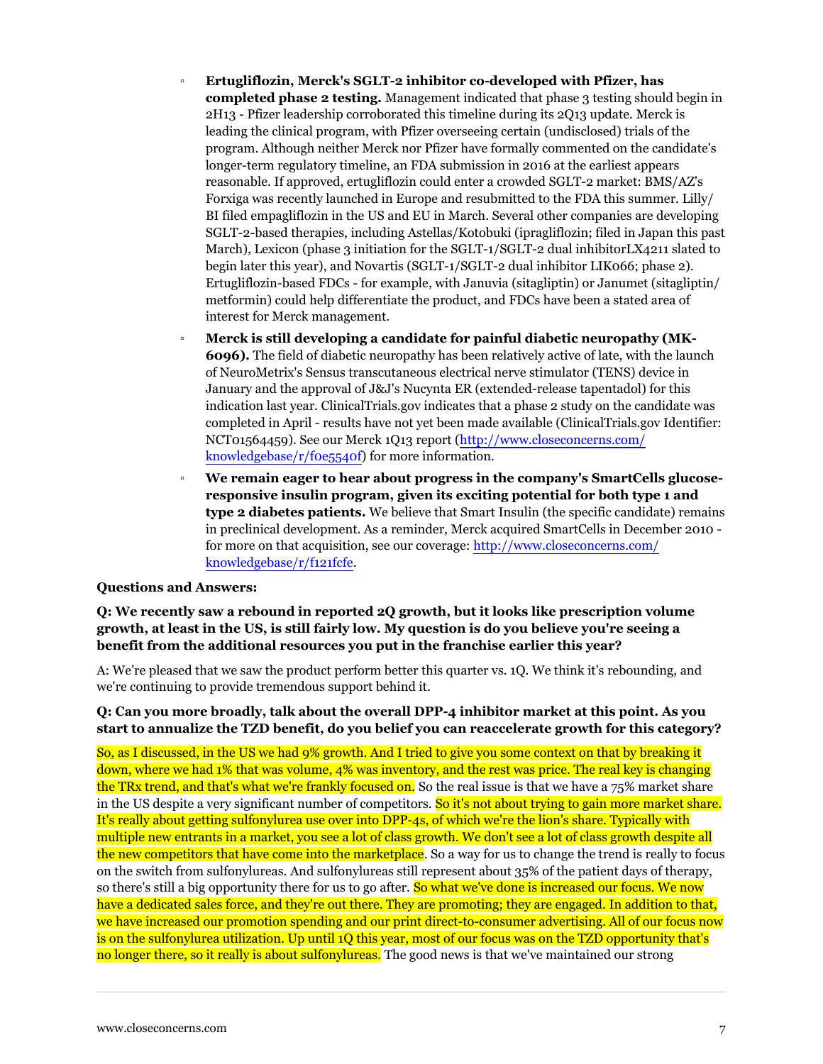- **Ertugliflozin, Merck's SGLT-2 inhibitor co-developed with Pfizer, has completed phase 2 testing.** Management indicated that phase 3 testing should begin in 2H13 - Pfizer leadership corroborated this timeline during its 2Q13 update. Merck is leading the clinical program, with Pfizer overseeing certain (undisclosed) trials of the program. Although neither Merck nor Pfizer have formally commented on the candidate's longer-term regulatory timeline, an FDA submission in 2016 at the earliest appears reasonable. If approved, ertugliflozin could enter a crowded SGLT-2 market: BMS/AZ's Forxiga was recently launched in Europe and resubmitted to the FDA this summer. Lilly/BI filed empagliflozin in the US and EU in March. Several other companies are developing SGLT-2-based therapies, including Astellas/Kotobuki (ipragliflozin; filed in Japan this past March), Lexicon (phase 3 initiation for the SGLT-1/SGLT-2 dual inhibitorLX4211 slated to begin later this year), and Novartis (SGLT-1/SGLT-2 dual inhibitor LIK066; phase 2). Ertugliflozin-based FDCs - for example, with Januvia (sitagliptin) or Janumet (sitagliptin/metformin) could help differentiate the product, and FDCs have been a stated area of interest for Merck management.
- **Merck is still developing a candidate for painful diabetic neuropathy (MK-6096).** The field of diabetic neuropathy has been relatively active of late, with the launch of NeuroMetrix's Sensus transcutaneous electrical nerve stimulator (TENS) device in January and the approval of J&J's Nucynta ER (extended-release tapentadol) for this indication last year. ClinicalTrials.gov indicates that a phase 2 study on the candidate was completed in April - results have not yet been made available (ClinicalTrials.gov Identifier: NCT01564459). See our Merck 1Q13 report (http://www.closeconcerns.com/knowledgebase/r/f0e5540f) for more information.
- **We remain eager to hear about progress in the company's SmartCells glucose-responsive insulin program, given its exciting potential for both type 1 and type 2 diabetes patients.** We believe that Smart Insulin (the specific candidate) remains in preclinical development. As a reminder, Merck acquired SmartCells in December 2010 - for more on that acquisition, see our coverage: http://www.closeconcerns.com/knowledgebase/r/f121fcfe.

**Questions and Answers:**

**Q: We recently saw a rebound in reported 2Q growth, but it looks like prescription volume growth, at least in the US, is still fairly low. My question is do you believe you're seeing a benefit from the additional resources you put in the franchise earlier this year?**

A: We're pleased that we saw the product perform better this quarter vs. 1Q. We think it's rebounding, and we're continuing to provide tremendous support behind it.

**Q: Can you more broadly, talk about the overall DPP-4 inhibitor market at this point. As you start to annualize the TZD benefit, do you belief you can reaccelerate growth for this category?**

So, as I discussed, in the US we had 9% growth. And I tried to give you some context on that by breaking it down, where we had 1% that was volume, 4% was inventory, and the rest was price. The real key is changing the TRx trend, and that's what we're frankly focused on. So the real issue is that we have a 75% market share in the US despite a very significant number of competitors. So it's not about trying to gain more market share. It's really about getting sulfonylurea use over into DPP-4s, of which we're the lion's share. Typically with multiple new entrants in a market, you see a lot of class growth. We don't see a lot of class growth despite all the new competitors that have come into the marketplace. So a way for us to change the trend is really to focus on the switch from sulfonylureas. And sulfonylureas still represent about 35% of the patient days of therapy, so there's still a big opportunity there for us to go after. So what we've done is increased our focus. We now have a dedicated sales force, and they're out there. They are promoting; they are engaged. In addition to that, we have increased our promotion spending and our print direct-to-consumer advertising. All of our focus now is on the sulfonylurea utilization. Up until 1Q this year, most of our focus was on the TZD opportunity that's no longer there, so it really is about sulfonylureas. The good news is that we've maintained our strong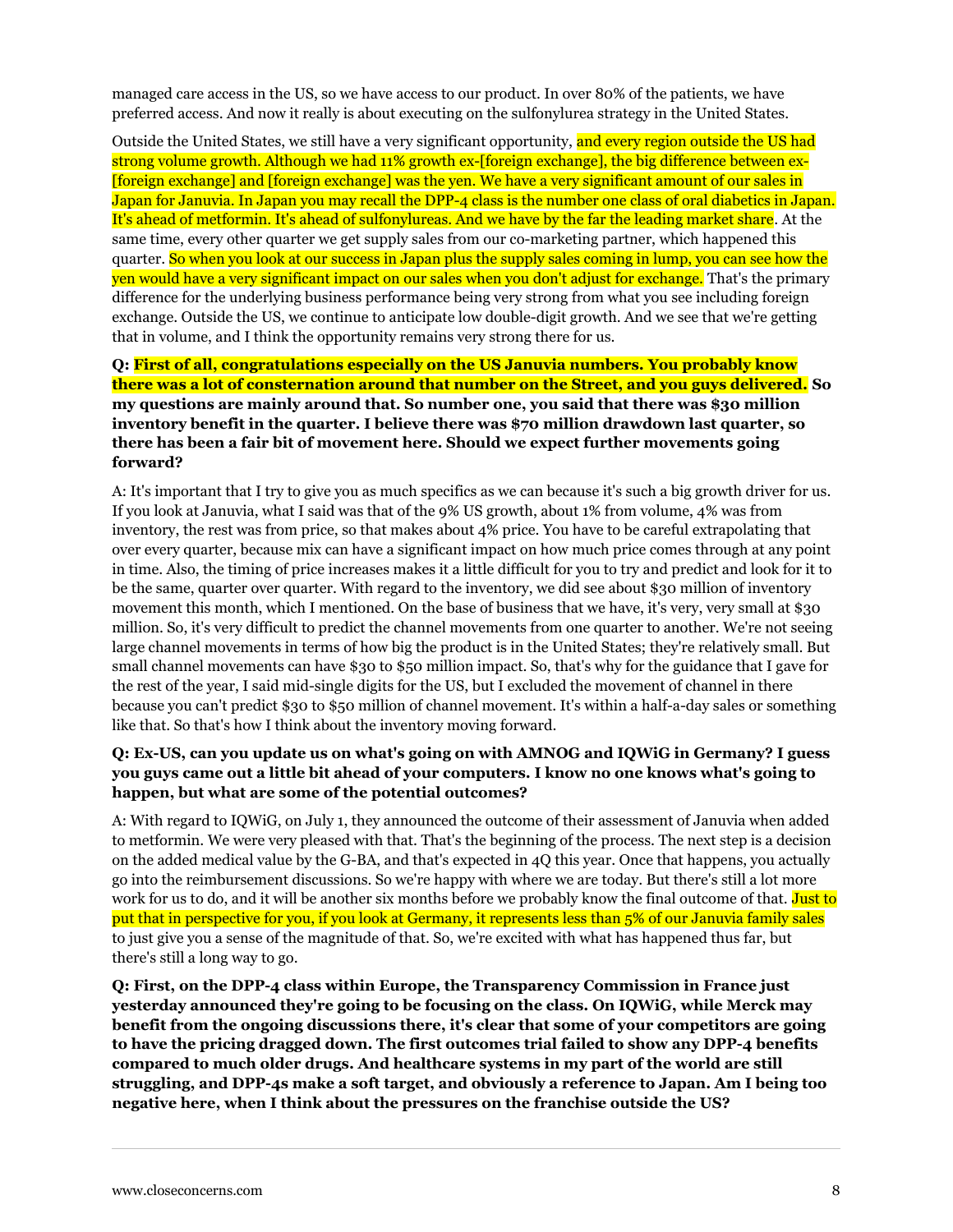managed care access in the US, so we have access to our product. In over 80% of the patients, we have preferred access. And now it really is about executing on the sulfonylurea strategy in the United States.

Outside the United States, we still have a very significant opportunity, and every region outside the US had strong volume growth. Although we had 11% growth ex-[foreign exchange], the big difference between ex-[foreign exchange] and [foreign exchange] was the yen. We have a very significant amount of our sales in Japan for Januvia. In Japan you may recall the DPP-4 class is the number one class of oral diabetics in Japan. It's ahead of metformin. It's ahead of sulfonylureas. And we have by the far the leading market share. At the same time, every other quarter we get supply sales from our co-marketing partner, which happened this quarter. So when you look at our success in Japan plus the supply sales coming in lump, you can see how the yen would have a very significant impact on our sales when you don't adjust for exchange. That's the primary difference for the underlying business performance being very strong from what you see including foreign exchange. Outside the US, we continue to anticipate low double-digit growth. And we see that we're getting that in volume, and I think the opportunity remains very strong there for us.

**Q: First of all, congratulations especially on the US Januvia numbers. You probably know there was a lot of consternation around that number on the Street, and you guys delivered. So my questions are mainly around that. So number one, you said that there was $30 million inventory benefit in the quarter. I believe there was $70 million drawdown last quarter, so there has been a fair bit of movement here. Should we expect further movements going forward?**

A: It's important that I try to give you as much specifics as we can because it's such a big growth driver for us. If you look at Januvia, what I said was that of the 9% US growth, about 1% from volume, 4% was from inventory, the rest was from price, so that makes about 4% price. You have to be careful extrapolating that over every quarter, because mix can have a significant impact on how much price comes through at any point in time. Also, the timing of price increases makes it a little difficult for you to try and predict and look for it to be the same, quarter over quarter. With regard to the inventory, we did see about $30 million of inventory movement this month, which I mentioned. On the base of business that we have, it's very, very small at $30 million. So, it's very difficult to predict the channel movements from one quarter to another. We're not seeing large channel movements in terms of how big the product is in the United States; they're relatively small. But small channel movements can have $30 to $50 million impact. So, that's why for the guidance that I gave for the rest of the year, I said mid-single digits for the US, but I excluded the movement of channel in there because you can't predict $30 to $50 million of channel movement. It's within a half-a-day sales or something like that. So that's how I think about the inventory moving forward.

**Q: Ex-US, can you update us on what's going on with AMNOG and IQWiG in Germany? I guess you guys came out a little bit ahead of your computers. I know no one knows what's going to happen, but what are some of the potential outcomes?**

A: With regard to IQWiG, on July 1, they announced the outcome of their assessment of Januvia when added to metformin. We were very pleased with that. That's the beginning of the process. The next step is a decision on the added medical value by the G-BA, and that's expected in 4Q this year. Once that happens, you actually go into the reimbursement discussions. So we're happy with where we are today. But there's still a lot more work for us to do, and it will be another six months before we probably know the final outcome of that. Just to put that in perspective for you, if you look at Germany, it represents less than 5% of our Januvia family sales to just give you a sense of the magnitude of that. So, we're excited with what has happened thus far, but there's still a long way to go.

**Q: First, on the DPP-4 class within Europe, the Transparency Commission in France just yesterday announced they're going to be focusing on the class. On IQWiG, while Merck may benefit from the ongoing discussions there, it's clear that some of your competitors are going to have the pricing dragged down. The first outcomes trial failed to show any DPP-4 benefits compared to much older drugs. And healthcare systems in my part of the world are still struggling, and DPP-4s make a soft target, and obviously a reference to Japan. Am I being too negative here, when I think about the pressures on the franchise outside the US?**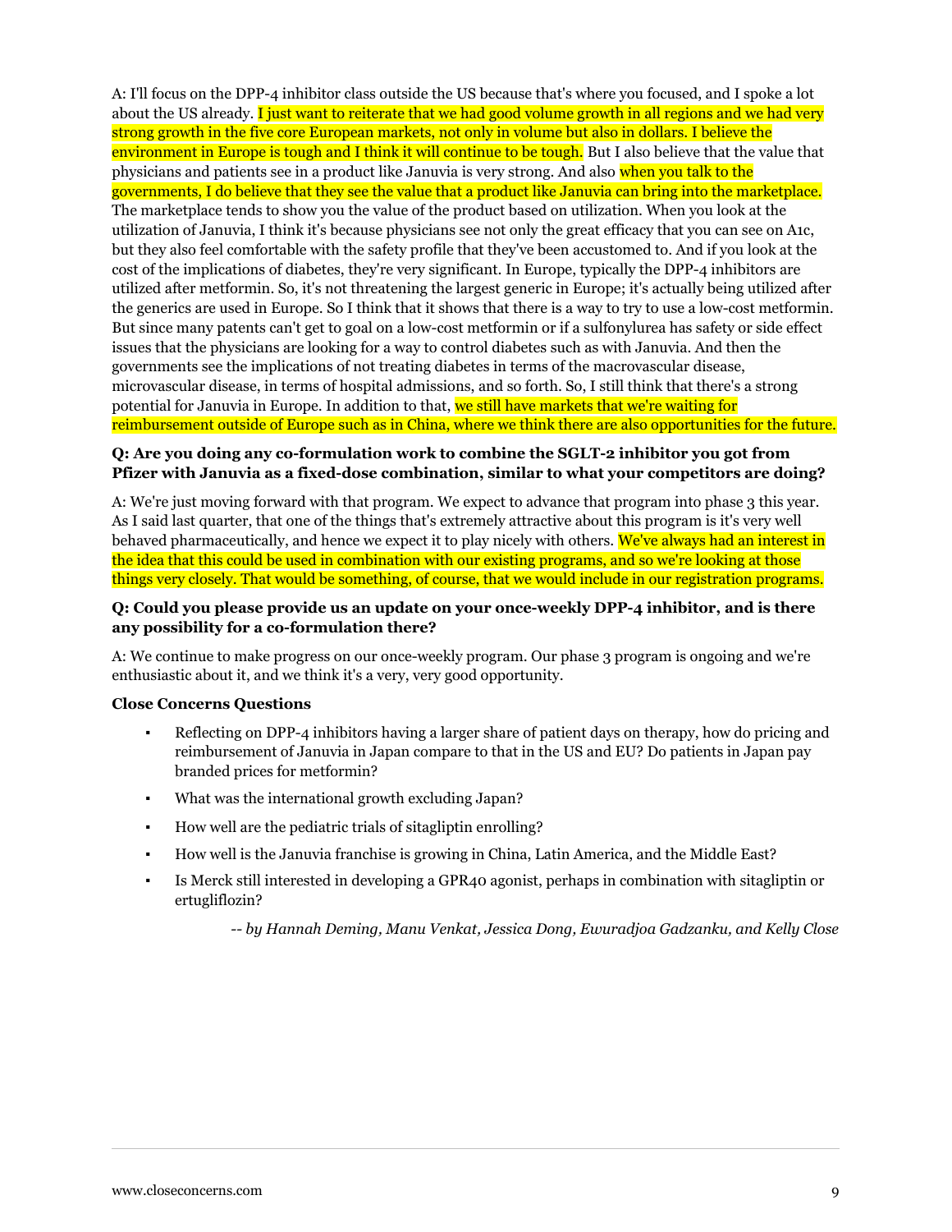A: I'll focus on the DPP-4 inhibitor class outside the US because that's where you focused, and I spoke a lot about the US already. I just want to reiterate that we had good volume growth in all regions and we had very strong growth in the five core European markets, not only in volume but also in dollars. I believe the environment in Europe is tough and I think it will continue to be tough. But I also believe that the value that physicians and patients see in a product like Januvia is very strong. And also when you talk to the governments, I do believe that they see the value that a product like Januvia can bring into the marketplace. The marketplace tends to show you the value of the product based on utilization. When you look at the utilization of Januvia, I think it's because physicians see not only the great efficacy that you can see on A1c, but they also feel comfortable with the safety profile that they've been accustomed to. And if you look at the cost of the implications of diabetes, they're very significant. In Europe, typically the DPP-4 inhibitors are utilized after metformin. So, it's not threatening the largest generic in Europe; it's actually being utilized after the generics are used in Europe. So I think that it shows that there is a way to try to use a low-cost metformin. But since many patents can't get to goal on a low-cost metformin or if a sulfonylurea has safety or side effect issues that the physicians are looking for a way to control diabetes such as with Januvia. And then the governments see the implications of not treating diabetes in terms of the macrovascular disease, microvascular disease, in terms of hospital admissions, and so forth. So, I still think that there's a strong potential for Januvia in Europe. In addition to that, we still have markets that we're waiting for reimbursement outside of Europe such as in China, where we think there are also opportunities for the future.

**Q: Are you doing any co-formulation work to combine the SGLT-2 inhibitor you got from Pfizer with Januvia as a fixed-dose combination, similar to what your competitors are doing?**

A: We're just moving forward with that program. We expect to advance that program into phase 3 this year. As I said last quarter, that one of the things that's extremely attractive about this program is it's very well behaved pharmaceutically, and hence we expect it to play nicely with others. We've always had an interest in the idea that this could be used in combination with our existing programs, and so we're looking at those things very closely. That would be something, of course, that we would include in our registration programs.

**Q: Could you please provide us an update on your once-weekly DPP-4 inhibitor, and is there any possibility for a co-formulation there?**

A: We continue to make progress on our once-weekly program. Our phase 3 program is ongoing and we're enthusiastic about it, and we think it's a very, very good opportunity.

**Close Concerns Questions**

- Reflecting on DPP-4 inhibitors having a larger share of patient days on therapy, how do pricing and reimbursement of Januvia in Japan compare to that in the US and EU? Do patients in Japan pay branded prices for metformin?
- What was the international growth excluding Japan?
- How well are the pediatric trials of sitagliptin enrolling?
- How well is the Januvia franchise is growing in China, Latin America, and the Middle East?
- Is Merck still interested in developing a GPR40 agonist, perhaps in combination with sitagliptin or ertugliflozin?

*-- by Hannah Deming, Manu Venkat, Jessica Dong, Ewuradjoa Gadzanku, and Kelly Close*